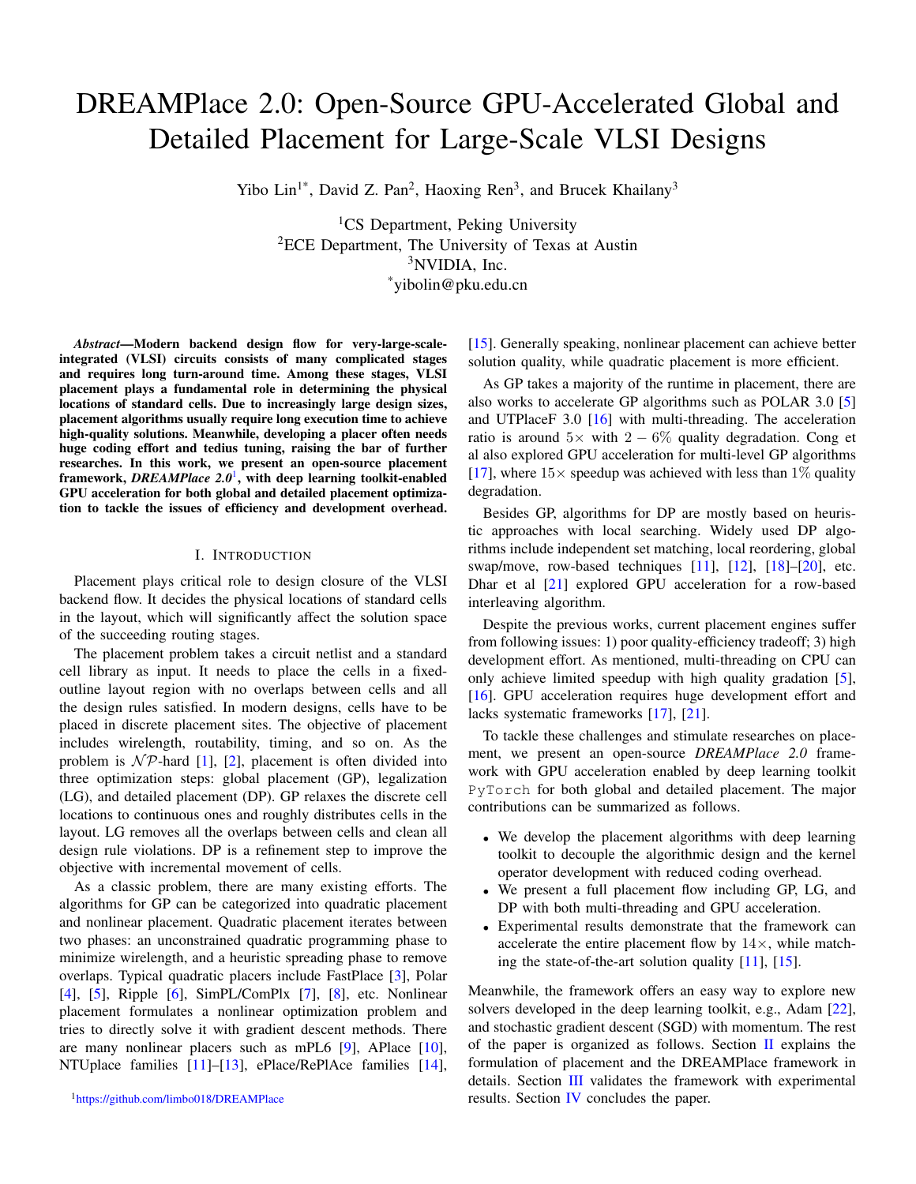# DREAMPlace 2.0: Open-Source GPU-Accelerated Global and Detailed Placement for Large-Scale VLSI Designs

Yibo Lin[1*], David Z. Pan[2], Haoxing Ren[3], and Brucek Khailany[3]

[1]CS Department, Peking University
[2]ECE Department, The University of Texas at Austin
[3]NVIDIA, Inc.
[*]yibolin@pku.edu.cn

***Abstract*—Modern backend design flow for very-large-scale-integrated (VLSI) circuits consists of many complicated stages and requires long turn-around time. Among these stages, VLSI placement plays a fundamental role in determining the physical locations of standard cells. Due to increasingly large design sizes, placement algorithms usually require long execution time to achieve high-quality solutions. Meanwhile, developing a placer often needs huge coding effort and tedius tuning, raising the bar of further researches. In this work, we present an open-source placement framework, *DREAMPlace 2.0*[1], with deep learning toolkit-enabled GPU acceleration for both global and detailed placement optimization to tackle the issues of efficiency and development overhead.**

## I. Introduction

Placement plays critical role to design closure of the VLSI backend flow. It decides the physical locations of standard cells in the layout, which will significantly affect the solution space of the succeeding routing stages.

The placement problem takes a circuit netlist and a standard cell library as input. It needs to place the cells in a fixed-outline layout region with no overlaps between cells and all the design rules satisfied. In modern designs, cells have to be placed in discrete placement sites. The objective of placement includes wirelength, routability, timing, and so on. As the problem is $\mathcal{NP}$-hard [1], [2], placement is often divided into three optimization steps: global placement (GP), legalization (LG), and detailed placement (DP). GP relaxes the discrete cell locations to continuous ones and roughly distributes cells in the layout. LG removes all the overlaps between cells and clean all design rule violations. DP is a refinement step to improve the objective with incremental movement of cells.

As a classic problem, there are many existing efforts. The algorithms for GP can be categorized into quadratic placement and nonlinear placement. Quadratic placement iterates between two phases: an unconstrained quadratic programming phase to minimize wirelength, and a heuristic spreading phase to remove overlaps. Typical quadratic placers include FastPlace [3], Polar [4], [5], Ripple [6], SimPL/ComPlx [7], [8], etc. Nonlinear placement formulates a nonlinear optimization problem and tries to directly solve it with gradient descent methods. There are many nonlinear placers such as mPL6 [9], APlace [10], NTUplace families [11]–[13], ePlace/RePlAce families [14], [15]. Generally speaking, nonlinear placement can achieve better solution quality, while quadratic placement is more efficient.

As GP takes a majority of the runtime in placement, there are also works to accelerate GP algorithms such as POLAR 3.0 [5] and UTPlaceF 3.0 [16] with multi-threading. The acceleration ratio is around $5\times$ with $2-6\%$ quality degradation. Cong et al also explored GPU acceleration for multi-level GP algorithms [17], where $15\times$ speedup was achieved with less than $1\%$ quality degradation.

Besides GP, algorithms for DP are mostly based on heuristic approaches with local searching. Widely used DP algorithms include independent set matching, local reordering, global swap/move, row-based techniques [11], [12], [18]–[20], etc. Dhar et al [21] explored GPU acceleration for a row-based interleaving algorithm.

Despite the previous works, current placement engines suffer from following issues: 1) poor quality-efficiency tradeoff; 3) high development effort. As mentioned, multi-threading on CPU can only achieve limited speedup with high quality gradation [5], [16]. GPU acceleration requires huge development effort and lacks systematic frameworks [17], [21].

To tackle these challenges and stimulate researches on placement, we present an open-source *DREAMPlace 2.0* framework with GPU acceleration enabled by deep learning toolkit `PyTorch` for both global and detailed placement. The major contributions can be summarized as follows.

- We develop the placement algorithms with deep learning toolkit to decouple the algorithmic design and the kernel operator development with reduced coding overhead.
- We present a full placement flow including GP, LG, and DP with both multi-threading and GPU acceleration.
- Experimental results demonstrate that the framework can accelerate the entire placement flow by $14\times$, while matching the state-of-the-art solution quality [11], [15].

Meanwhile, the framework offers an easy way to explore new solvers developed in the deep learning toolkit, e.g., Adam [22], and stochastic gradient descent (SGD) with momentum. The rest of the paper is organized as follows. Section II explains the formulation of placement and the DREAMPlace framework in details. Section III validates the framework with experimental results. Section IV concludes the paper.

[1]https://github.com/limbo018/DREAMPlace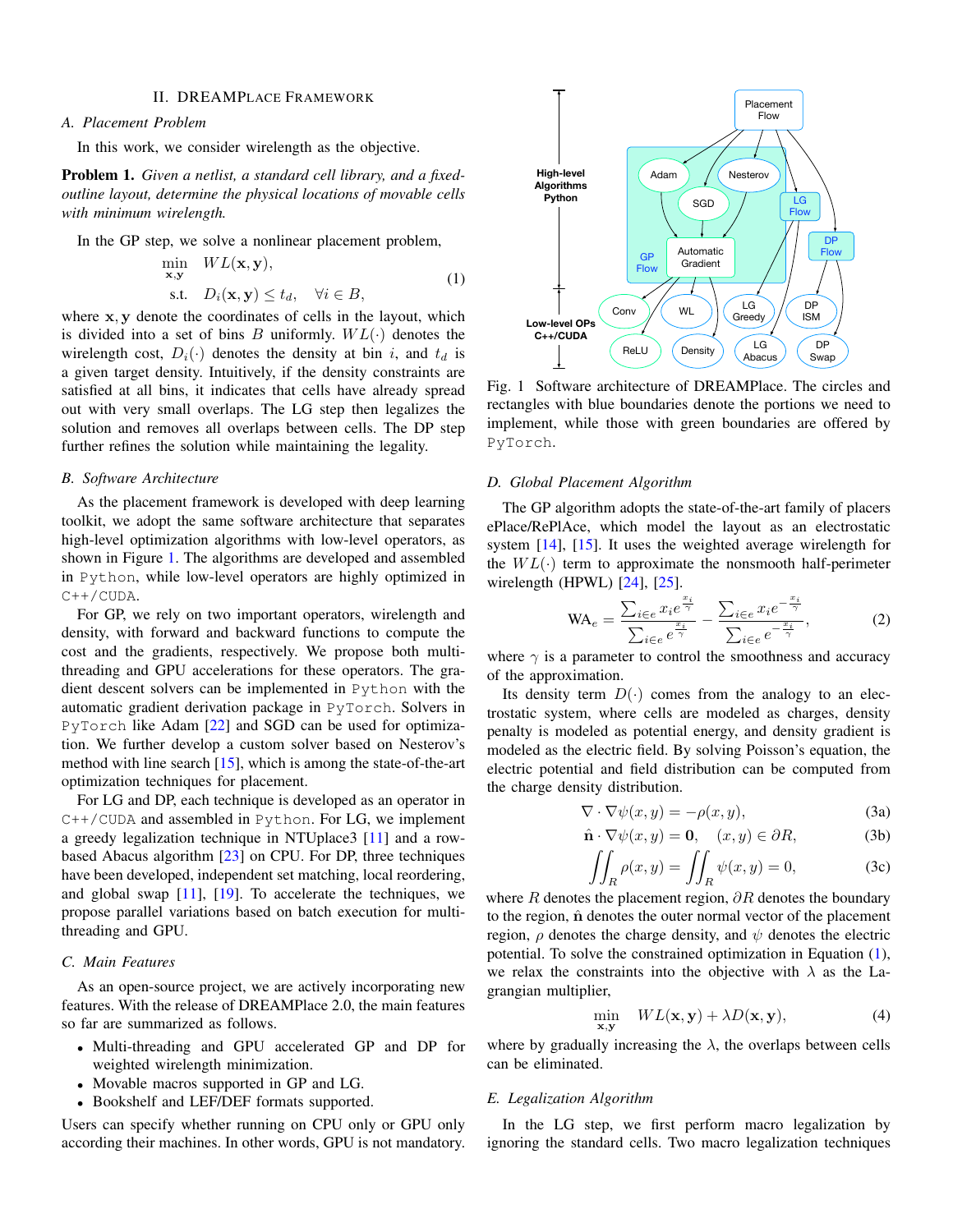## II. DREAMPlace Framework

### A. Placement Problem

In this work, we consider wirelength as the objective.

**Problem 1.** *Given a netlist, a standard cell library, and a fixed-outline layout, determine the physical locations of movable cells with minimum wirelength.*

In the GP step, we solve a nonlinear placement problem,

$$\begin{aligned} \min_{\mathbf{x},\mathbf{y}} \quad & WL(\mathbf{x},\mathbf{y}), \\ \text{s.t.} \quad & D_i(\mathbf{x},\mathbf{y}) \leq t_d, \quad \forall i \in B, \end{aligned} \tag{1}$$

where $\mathbf{x}, \mathbf{y}$ denote the coordinates of cells in the layout, which is divided into a set of bins $B$ uniformly. $WL(\cdot)$ denotes the wirelength cost, $D_i(\cdot)$ denotes the density at bin $i$, and $t_d$ is a given target density. Intuitively, if the density constraints are satisfied at all bins, it indicates that cells have already spread out with very small overlaps. The LG step then legalizes the solution and removes all overlaps between cells. The DP step further refines the solution while maintaining the legality.

### B. Software Architecture

As the placement framework is developed with deep learning toolkit, we adopt the same software architecture that separates high-level optimization algorithms with low-level operators, as shown in Figure 1. The algorithms are developed and assembled in Python, while low-level operators are highly optimized in C++/CUDA.

For GP, we rely on two important operators, wirelength and density, with forward and backward functions to compute the cost and the gradients, respectively. We propose both multi-threading and GPU accelerations for these operators. The gradient descent solvers can be implemented in Python with the automatic gradient derivation package in PyTorch. Solvers in PyTorch like Adam [22] and SGD can be used for optimization. We further develop a custom solver based on Nesterov's method with line search [15], which is among the state-of-the-art optimization techniques for placement.

For LG and DP, each technique is developed as an operator in C++/CUDA and assembled in Python. For LG, we implement a greedy legalization technique in NTUplace3 [11] and a row-based Abacus algorithm [23] on CPU. For DP, three techniques have been developed, independent set matching, local reordering, and global swap [11], [19]. To accelerate the techniques, we propose parallel variations based on batch execution for multi-threading and GPU.

### C. Main Features

As an open-source project, we are actively incorporating new features. With the release of DREAMPlace 2.0, the main features so far are summarized as follows.

- Multi-threading and GPU accelerated GP and DP for weighted wirelength minimization.
- Movable macros supported in GP and LG.
- Bookshelf and LEF/DEF formats supported.

Users can specify whether running on CPU only or GPU only according their machines. In other words, GPU is not mandatory.

Fig. 1 Software architecture of DREAMPlace. The circles and rectangles with blue boundaries denote the portions we need to implement, while those with green boundaries are offered by PyTorch.

### D. Global Placement Algorithm

The GP algorithm adopts the state-of-the-art family of placers ePlace/RePlAce, which model the layout as an electrostatic system [14], [15]. It uses the weighted average wirelength for the $WL(\cdot)$ term to approximate the nonsmooth half-perimeter wirelength (HPWL) [24], [25].

$$\text{WA}_e = \frac{\sum_{i\in e} x_i e^{\frac{x_i}{\gamma}}}{\sum_{i\in e} e^{\frac{x_i}{\gamma}}} - \frac{\sum_{i\in e} x_i e^{-\frac{x_i}{\gamma}}}{\sum_{i\in e} e^{-\frac{x_i}{\gamma}}}, \tag{2}$$

where $\gamma$ is a parameter to control the smoothness and accuracy of the approximation.

Its density term $D(\cdot)$ comes from the analogy to an electrostatic system, where cells are modeled as charges, density penalty is modeled as potential energy, and density gradient is modeled as the electric field. By solving Poisson's equation, the electric potential and field distribution can be computed from the charge density distribution.

$$\nabla \cdot \nabla \psi(x,y) = -\rho(x,y), \tag{3a}$$

$$\hat{\mathbf{n}} \cdot \nabla \psi(x,y) = \mathbf{0}, \quad (x,y) \in \partial R, \tag{3b}$$

$$\iint_R \rho(x,y) = \iint_R \psi(x,y) = 0, \tag{3c}$$

where $R$ denotes the placement region, $\partial R$ denotes the boundary to the region, $\hat{\mathbf{n}}$ denotes the outer normal vector of the placement region, $\rho$ denotes the charge density, and $\psi$ denotes the electric potential. To solve the constrained optimization in Equation (1), we relax the constraints into the objective with $\lambda$ as the Lagrangian multiplier,

$$\min_{\mathbf{x},\mathbf{y}} \quad WL(\mathbf{x},\mathbf{y}) + \lambda D(\mathbf{x},\mathbf{y}), \tag{4}$$

where by gradually increasing the $\lambda$, the overlaps between cells can be eliminated.

### E. Legalization Algorithm

In the LG step, we first perform macro legalization by ignoring the standard cells. Two macro legalization techniques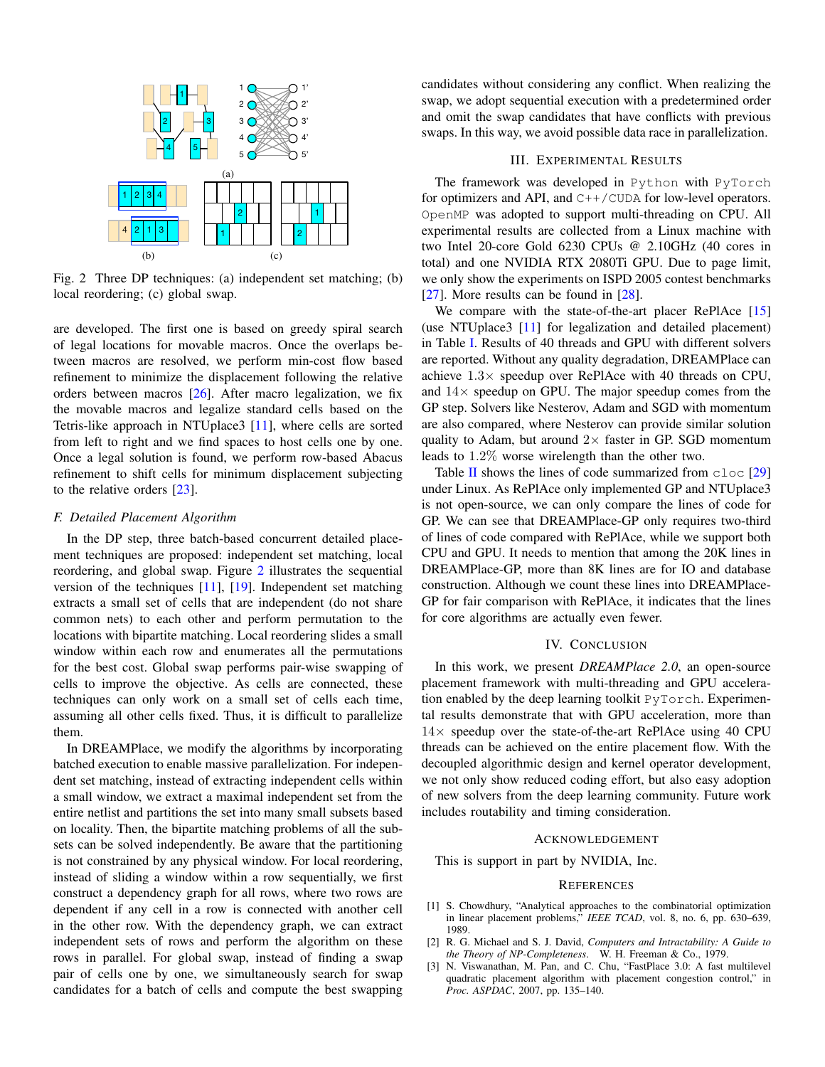Fig. 2 Three DP techniques: (a) independent set matching; (b) local reordering; (c) global swap.

are developed. The first one is based on greedy spiral search of legal locations for movable macros. Once the overlaps between macros are resolved, we perform min-cost flow based refinement to minimize the displacement following the relative orders between macros [26]. After macro legalization, we fix the movable macros and legalize standard cells based on the Tetris-like approach in NTUplace3 [11], where cells are sorted from left to right and we find spaces to host cells one by one. Once a legal solution is found, we perform row-based Abacus refinement to shift cells for minimum displacement subjecting to the relative orders [23].

### F. Detailed Placement Algorithm

In the DP step, three batch-based concurrent detailed placement techniques are proposed: independent set matching, local reordering, and global swap. Figure 2 illustrates the sequential version of the techniques [11], [19]. Independent set matching extracts a small set of cells that are independent (do not share common nets) to each other and perform permutation to the locations with bipartite matching. Local reordering slides a small window within each row and enumerates all the permutations for the best cost. Global swap performs pair-wise swapping of cells to improve the objective. As cells are connected, these techniques can only work on a small set of cells each time, assuming all other cells fixed. Thus, it is difficult to parallelize them.

In DREAMPlace, we modify the algorithms by incorporating batched execution to enable massive parallelization. For independent set matching, instead of extracting independent cells within a small window, we extract a maximal independent set from the entire netlist and partitions the set into many small subsets based on locality. Then, the bipartite matching problems of all the subsets can be solved independently. Be aware that the partitioning is not constrained by any physical window. For local reordering, instead of sliding a window within a row sequentially, we first construct a dependency graph for all rows, where two rows are dependent if any cell in a row is connected with another cell in the other row. With the dependency graph, we can extract independent sets of rows and perform the algorithm on these rows in parallel. For global swap, instead of finding a swap pair of cells one by one, we simultaneously search for swap candidates for a batch of cells and compute the best swapping candidates without considering any conflict. When realizing the swap, we adopt sequential execution with a predetermined order and omit the swap candidates that have conflicts with previous swaps. In this way, we avoid possible data race in parallelization.

## III. Experimental Results

The framework was developed in `Python` with `PyTorch` for optimizers and API, and `C++/CUDA` for low-level operators. `OpenMP` was adopted to support multi-threading on CPU. All experimental results are collected from a Linux machine with two Intel 20-core Gold 6230 CPUs @ 2.10GHz (40 cores in total) and one NVIDIA RTX 2080Ti GPU. Due to page limit, we only show the experiments on ISPD 2005 contest benchmarks [27]. More results can be found in [28].

We compare with the state-of-the-art placer RePlAce [15] (use NTUplace3 [11] for legalization and detailed placement) in Table I. Results of 40 threads and GPU with different solvers are reported. Without any quality degradation, DREAMPlace can achieve $1.3\times$ speedup over RePlAce with 40 threads on CPU, and $14\times$ speedup on GPU. The major speedup comes from the GP step. Solvers like Nesterov, Adam and SGD with momentum are also compared, where Nesterov can provide similar solution quality to Adam, but around $2\times$ faster in GP. SGD momentum leads to $1.2\%$ worse wirelength than the other two.

Table II shows the lines of code summarized from `cloc` [29] under Linux. As RePlAce only implemented GP and NTUplace3 is not open-source, we can only compare the lines of code for GP. We can see that DREAMPlace-GP only requires two-third of lines of code compared with RePlAce, while we support both CPU and GPU. It needs to mention that among the 20K lines in DREAMPlace-GP, more than 8K lines are for IO and database construction. Although we count these lines into DREAMPlace-GP for fair comparison with RePlAce, it indicates that the lines for core algorithms are actually even fewer.

## IV. Conclusion

In this work, we present *DREAMPlace 2.0*, an open-source placement framework with multi-threading and GPU acceleration enabled by the deep learning toolkit `PyTorch`. Experimental results demonstrate that with GPU acceleration, more than $14\times$ speedup over the state-of-the-art RePlAce using 40 CPU threads can be achieved on the entire placement flow. With the decoupled algorithmic design and kernel operator development, we not only show reduced coding effort, but also easy adoption of new solvers from the deep learning community. Future work includes routability and timing consideration.

## Acknowledgement

This is support in part by NVIDIA, Inc.

## References

[1] S. Chowdhury, "Analytical approaches to the combinatorial optimization in linear placement problems," *IEEE TCAD*, vol. 8, no. 6, pp. 630–639, 1989.

[2] R. G. Michael and S. J. David, *Computers and Intractability: A Guide to the Theory of NP-Completeness*. W. H. Freeman & Co., 1979.

[3] N. Viswanathan, M. Pan, and C. Chu, "FastPlace 3.0: A fast multilevel quadratic placement algorithm with placement congestion control," in *Proc. ASPDAC*, 2007, pp. 135–140.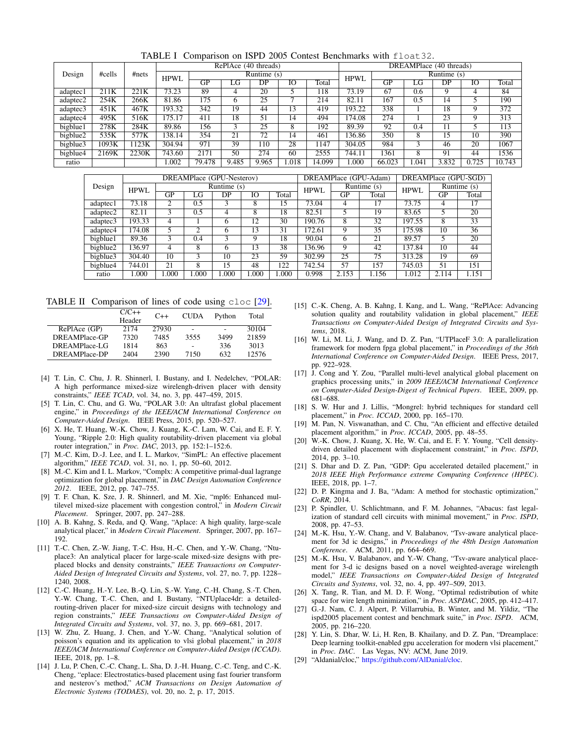TABLE I Comparison on ISPD 2005 Contest Benchmarks with `float32`.

| Design | #cells | #nets | RePlAce (40 threads) | | | | | | DREAMPlace (40 threads) | | | | | |
|---|---|---|---|---|---|---|---|---|---|---|---|---|---|---|
| | | | HPWL | Runtime (s) | | | | | HPWL | Runtime (s) | | | | |
| | | | | GP | LG | DP | IO | Total | | GP | LG | DP | IO | Total |
| adaptec1 | 211K | 221K | 73.23 | 89 | 4 | 20 | 5 | 118 | 73.19 | 67 | 0.6 | 9 | 4 | 84 |
| adaptec2 | 254K | 266K | 81.86 | 175 | 6 | 25 | 7 | 214 | 82.11 | 167 | 0.5 | 14 | 5 | 190 |
| adaptec3 | 451K | 467K | 193.32 | 342 | 19 | 44 | 13 | 419 | 193.22 | 338 | 1 | 18 | 9 | 372 |
| adaptec4 | 495K | 516K | 175.17 | 411 | 18 | 51 | 14 | 494 | 174.08 | 274 | 1 | 23 | 9 | 313 |
| bigblue1 | 278K | 284K | 89.86 | 156 | 3 | 25 | 8 | 192 | 89.39 | 92 | 0.4 | 11 | 5 | 113 |
| bigblue2 | 535K | 577K | 138.14 | 354 | 21 | 72 | 14 | 461 | 136.86 | 350 | 8 | 15 | 10 | 390 |
| bigblue3 | 1093K | 1123K | 304.94 | 971 | 39 | 110 | 28 | 1147 | 304.05 | 984 | 3 | 46 | 20 | 1067 |
| bigblue4 | 2169K | 2230K | 743.60 | 2171 | 50 | 274 | 60 | 2555 | 744.11 | 1361 | 8 | 91 | 44 | 1536 |
| ratio | | | 1.002 | 79.478 | 9.485 | 9.965 | 1.018 | 14.099 | 1.000 | 66.023 | 1.041 | 3.832 | 0.725 | 10.743 |

| Design | DREAMPlace (GPU-Nesterov) | | | | | | DREAMPlace (GPU-Adam) | | | DREAMPlace (GPU-SGD) | | |
|---|---|---|---|---|---|---|---|---|---|---|---|---|
| | HPWL | Runtime (s) | | | | | HPWL | Runtime (s) | | HPWL | Runtime (s) | |
| | | GP | LG | DP | IO | Total | | GP | Total | | GP | Total |
| adaptec1 | 73.18 | 2 | 0.5 | 3 | 8 | 15 | 73.04 | 4 | 17 | 73.75 | 4 | 17 |
| adaptec2 | 82.11 | 3 | 0.5 | 4 | 8 | 18 | 82.51 | 5 | 19 | 83.65 | 5 | 20 |
| adaptec3 | 193.33 | 4 | 1 | 6 | 12 | 30 | 190.76 | 8 | 32 | 197.55 | 8 | 33 |
| adaptec4 | 174.08 | 5 | 2 | 6 | 13 | 31 | 172.61 | 9 | 35 | 175.98 | 10 | 36 |
| bigblue1 | 89.36 | 3 | 0.4 | 3 | 9 | 18 | 90.04 | 6 | 21 | 89.57 | 5 | 20 |
| bigblue2 | 136.97 | 4 | 8 | 6 | 13 | 38 | 136.96 | 9 | 42 | 137.84 | 10 | 44 |
| bigblue3 | 304.40 | 10 | 3 | 10 | 23 | 59 | 302.99 | 25 | 75 | 313.28 | 19 | 69 |
| bigblue4 | 744.01 | 21 | 8 | 15 | 48 | 122 | 742.54 | 57 | 157 | 745.03 | 51 | 151 |
| ratio | 1.000 | 1.000 | 1.000 | 1.000 | 1.000 | 1.000 | 0.998 | 2.153 | 1.156 | 1.012 | 2.114 | 1.151 |

TABLE II Comparison of lines of code using `cloc` [29].

| | C/C++ Header | C++ | CUDA | Python | Total |
|---|---|---|---|---|---|
| RePlAce (GP) | 2174 | 27930 | - | - | 30104 |
| DREAMPlace-GP | 7320 | 7485 | 3555 | 3499 | 21859 |
| DREAMPlace-LG | 1814 | 863 | - | 336 | 3013 |
| DREAMPlace-DP | 2404 | 2390 | 7150 | 632 | 12576 |

[4] T. Lin, C. Chu, J. R. Shinnerl, I. Bustany, and I. Nedelchev, "POLAR: A high performance mixed-size wirelengh-driven placer with density constraints," *IEEE TCAD*, vol. 34, no. 3, pp. 447–459, 2015.

[5] T. Lin, C. Chu, and G. Wu, "POLAR 3.0: An ultrafast global placement engine," in *Proceedings of the IEEE/ACM International Conference on Computer-Aided Design*. IEEE Press, 2015, pp. 520–527.

[6] X. He, T. Huang, W.-K. Chow, J. Kuang, K.-C. Lam, W. Cai, and E. F. Y. Young, "Ripple 2.0: High quality routability-driven placement via global router integration," in *Proc. DAC*, 2013, pp. 152:1–152:6.

[7] M.-C. Kim, D.-J. Lee, and I. L. Markov, "SimPL: An effective placement algorithm," *IEEE TCAD*, vol. 31, no. 1, pp. 50–60, 2012.

[8] M.-C. Kim and I. L. Markov, "Complx: A competitive primal-dual lagrange optimization for global placement," in *DAC Design Automation Conference 2012*. IEEE, 2012, pp. 747–755.

[9] T. F. Chan, K. Sze, J. R. Shinnerl, and M. Xie, "mpl6: Enhanced multilevel mixed-size placement with congestion control," in *Modern Circuit Placement*. Springer, 2007, pp. 247–288.

[10] A. B. Kahng, S. Reda, and Q. Wang, "Aplace: A high quality, large-scale analytical placer," in *Modern Circuit Placement*. Springer, 2007, pp. 167–192.

[11] T.-C. Chen, Z.-W. Jiang, T.-C. Hsu, H.-C. Chen, and Y.-W. Chang, "Ntuplace3: An analytical placer for large-scale mixed-size designs with preplaced blocks and density constraints," *IEEE Transactions on Computer-Aided Design of Integrated Circuits and Systems*, vol. 27, no. 7, pp. 1228–1240, 2008.

[12] C.-C. Huang, H.-Y. Lee, B.-Q. Lin, S.-W. Yang, C.-H. Chang, S.-T. Chen, Y.-W. Chang, T.-C. Chen, and I. Bustany, "NTUplace4dr: a detailed-routing-driven placer for mixed-size circuit designs with technology and region constraints," *IEEE Transactions on Computer-Aided Design of Integrated Circuits and Systems*, vol. 37, no. 3, pp. 669–681, 2017.

[13] W. Zhu, Z. Huang, J. Chen, and Y.-W. Chang, "Analytical solution of poisson's equation and its application to vlsi global placement," in *2018 IEEE/ACM International Conference on Computer-Aided Design (ICCAD)*. IEEE, 2018, pp. 1–8.

[14] J. Lu, P. Chen, C.-C. Chang, L. Sha, D. J.-H. Huang, C.-C. Teng, and C.-K. Cheng, "eplace: Electrostatics-based placement using fast fourier transform and nesterov's method," *ACM Transactions on Design Automation of Electronic Systems (TODAES)*, vol. 20, no. 2, p. 17, 2015.

[15] C.-K. Cheng, A. B. Kahng, I. Kang, and L. Wang, "RePlAce: Advancing solution quality and routability validation in global placement," *IEEE Transactions on Computer-Aided Design of Integrated Circuits and Systems*, 2018.

[16] W. Li, M. Li, J. Wang, and D. Z. Pan, "UTPlaceF 3.0: A parallelization framework for modern fpga global placement," in *Proceedings of the 36th International Conference on Computer-Aided Design*. IEEE Press, 2017, pp. 922–928.

[17] J. Cong and Y. Zou, "Parallel multi-level analytical global placement on graphics processing units," in *2009 IEEE/ACM International Conference on Computer-Aided Design-Digest of Technical Papers*. IEEE, 2009, pp. 681–688.

[18] S. W. Hur and J. Lillis, "Mongrel: hybrid techniques for standard cell placement," in *Proc. ICCAD*, 2000, pp. 165–170.

[19] M. Pan, N. Viswanathan, and C. Chu, "An efficient and effective detailed placement algorithm," in *Proc. ICCAD*, 2005, pp. 48–55.

[20] W.-K. Chow, J. Kuang, X. He, W. Cai, and E. F. Y. Young, "Cell density-driven detailed placement with displacement constraint," in *Proc. ISPD*, 2014, pp. 3–10.

[21] S. Dhar and D. Z. Pan, "GDP: Gpu accelerated detailed placement," in *2018 IEEE High Performance extreme Computing Conference (HPEC)*. IEEE, 2018, pp. 1–7.

[22] D. P. Kingma and J. Ba, "Adam: A method for stochastic optimization," *CoRR*, 2014.

[23] P. Spindler, U. Schlichtmann, and F. M. Johannes, "Abacus: fast legalization of standard cell circuits with minimal movement," in *Proc. ISPD*, 2008, pp. 47–53.

[24] M.-K. Hsu, Y.-W. Chang, and V. Balabanov, "Tsv-aware analytical placement for 3d ic designs," in *Proceedings of the 48th Design Automation Conference*. ACM, 2011, pp. 664–669.

[25] M.-K. Hsu, V. Balabanov, and Y.-W. Chang, "Tsv-aware analytical placement for 3-d ic designs based on a novel weighted-average wirelength model," *IEEE Transactions on Computer-Aided Design of Integrated Circuits and Systems*, vol. 32, no. 4, pp. 497–509, 2013.

[26] X. Tang, R. Tian, and M. D. F. Wong, "Optimal redistribution of white space for wire length minimization," in *Proc. ASPDAC*, 2005, pp. 412–417.

[27] G.-J. Nam, C. J. Alpert, P. Villarrubia, B. Winter, and M. Yildiz, "The ispd2005 placement contest and benchmark suite," in *Proc. ISPD*. ACM, 2005, pp. 216–220.

[28] Y. Lin, S. Dhar, W. Li, H. Ren, B. Khailany, and D. Z. Pan, "Dreamplace: Deep learning toolkit-enabled gpu acceleration for modern vlsi placement," in *Proc. DAC*. Las Vegas, NV: ACM, June 2019.

[29] "Aldanial/cloc," https://github.com/AlDanial/cloc.